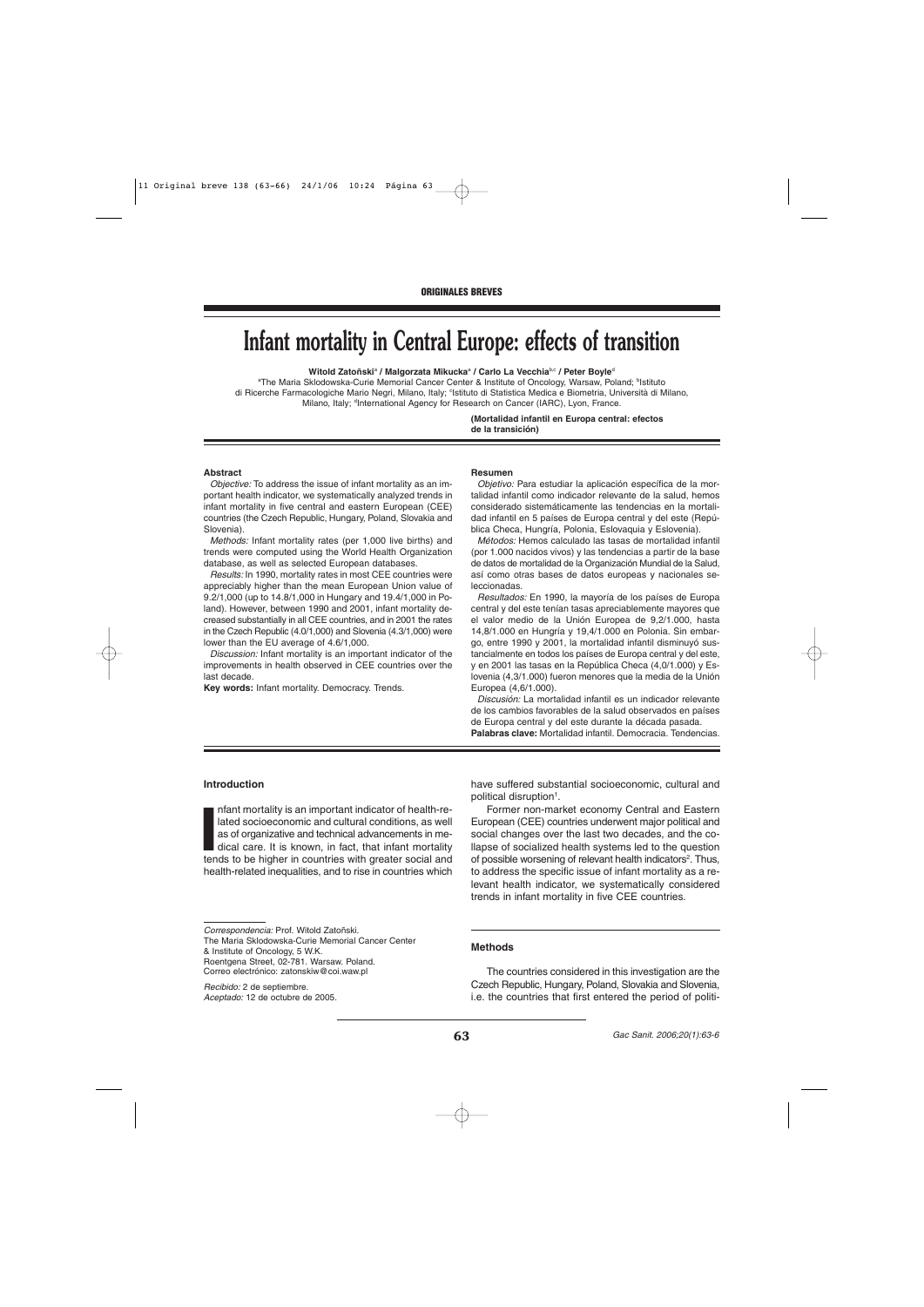ORIGINALES BREVES

# Infant mortality in Central Europe: effects of transition

**Witold Zatoński[a] / Malgorzata Mikucka[a] / Carlo La Vecchia[b,c] / Peter Boyle[d]**

[a]The Maria Sklodowska-Curie Memorial Cancer Center & Institute of Oncology, Warsaw, Poland; [b]Istituto di Ricerche Farmacologiche Mario Negri, Milano, Italy; [c]Istituto di Statistica Medica e Biometria, Università di Milano, Milano, Italy; [d]International Agency for Research on Cancer (IARC), Lyon, France.

**(Mortalidad infantil en Europa central: efectos de la transición)**

### Abstract

*Objective:* To address the issue of infant mortality as an important health indicator, we systematically analyzed trends in infant mortality in five central and eastern European (CEE) countries (the Czech Republic, Hungary, Poland, Slovakia and Slovenia).

*Methods:* Infant mortality rates (per 1,000 live births) and trends were computed using the World Health Organization database, as well as selected European databases.

*Results:* In 1990, mortality rates in most CEE countries were appreciably higher than the mean European Union value of 9.2/1,000 (up to 14.8/1,000 in Hungary and 19.4/1,000 in Poland). However, between 1990 and 2001, infant mortality decreased substantially in all CEE countries, and in 2001 the rates in the Czech Republic (4.0/1,000) and Slovenia (4.3/1,000) were lower than the EU average of 4.6/1,000.

*Discussion:* Infant mortality is an important indicator of the improvements in health observed in CEE countries over the last decade.

**Key words:** Infant mortality. Democracy. Trends.

### Resumen

*Objetivo:* Para estudiar la aplicación específica de la mortalidad infantil como indicador relevante de la salud, hemos considerado sistemáticamente las tendencias en la mortalidad infantil en 5 países de Europa central y del este (República Checa, Hungría, Polonia, Eslovaquia y Eslovenia).

*Métodos:* Hemos calculado las tasas de mortalidad infantil (por 1.000 nacidos vivos) y las tendencias a partir de la base de datos de mortalidad de la Organización Mundial de la Salud, así como otras bases de datos europeas y nacionales seleccionadas.

*Resultados:* En 1990, la mayoría de los países de Europa central y del este tenían tasas apreciablemente mayores que el valor medio de la Unión Europea de 9,2/1.000, hasta 14,8/1.000 en Hungría y 19,4/1.000 en Polonia. Sin embargo, entre 1990 y 2001, la mortalidad infantil disminuyó sustancialmente en todos los países de Europa central y del este, y en 2001 las tasas en la República Checa (4,0/1.000) y Eslovenia (4,3/1.000) fueron menores que la media de la Unión Europea (4,6/1.000).

*Discusión:* La mortalidad infantil es un indicador relevante de los cambios favorables de la salud observados en países de Europa central y del este durante la década pasada.

**Palabras clave:** Mortalidad infantil. Democracia. Tendencias.

## Introduction

Infant mortality is an important indicator of health-related socioeconomic and cultural conditions, as well as of organizative and technical advancements in medical care. It is known, in fact, that infant mortality tends to be higher in countries with greater social and health-related inequalities, and to rise in countries which have suffered substantial socioeconomic, cultural and political disruption[1].

Former non-market economy Central and Eastern European (CEE) countries underwent major political and social changes over the last two decades, and the collapse of socialized health systems led to the question of possible worsening of relevant health indicators[2]. Thus, to address the specific issue of infant mortality as a relevant health indicator, we systematically considered trends in infant mortality in five CEE countries.

## Methods

The countries considered in this investigation are the Czech Republic, Hungary, Poland, Slovakia and Slovenia, i.e. the countries that first entered the period of politi-

*Correspondencia:* Prof. Witold Zatoński.
The Maria Sklodowska-Curie Memorial Cancer Center & Institute of Oncology, 5 W.K. Roentgena Street, 02-781. Warsaw. Poland.
Correo electrónico: zatonskiw@coi.waw.pl

*Recibido:* 2 de septiembre.
*Aceptado:* 12 de octubre de 2005.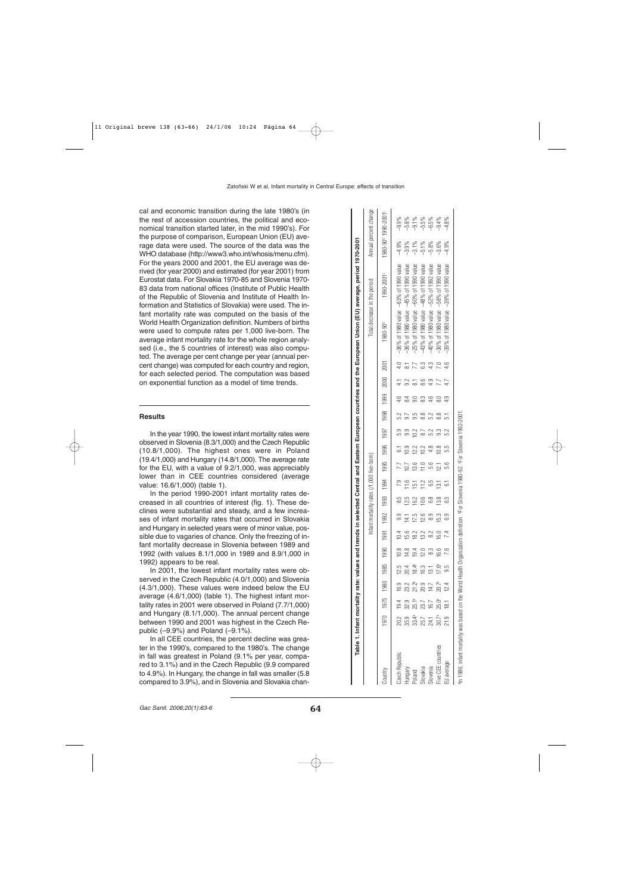cal and economic transition during the late 1980's (in the rest of accession countries, the political and economical transition started later, in the mid 1990's). For the purpose of comparison, European Union (EU) average data were used. The source of the data was the WHO database (http://www3.who.int/whosis/menu.cfm). For the years 2000 and 2001, the EU average was derived (for year 2000) and estimated (for year 2001) from Eurostat data. For Slovakia 1970-85 and Slovenia 1970-83 data from national offices (Institute of Public Health of the Republic of Slovenia and Institute of Health Information and Statistics of Slovakia) were used. The infant mortality rate was computed on the basis of the World Health Organization definition. Numbers of births were used to compute rates per 1,000 live-born. The average infant mortality rate for the whole region analysed (i.e., the 5 countries of interest) was also computed. The average per cent change per year (annual percent change) was computed for each country and region, for each selected period. The computation was based on exponential function as a model of time trends.

## Results

In the year 1990, the lowest infant mortality rates were observed in Slovenia (8.3/1,000) and the Czech Republic (10.8/1,000). The highest ones were in Poland (19.4/1,000) and Hungary (14.8/1,000). The average rate for the EU, with a value of 9.2/1,000, was appreciably lower than in CEE countries considered (average value: 16.6/1,000) (table 1).

In the period 1990-2001 infant mortality rates decreased in all countries of interest (fig. 1). These declines were substantial and steady, and a few increases of infant mortality rates that occurred in Slovakia and Hungary in selected years were of minor value, possible due to vagaries of chance. Only the freezing of infant mortality decrease in Slovenia between 1989 and 1992 (with values 8.1/1,000 in 1989 and 8.9/1,000 in 1992) appears to be real.

In 2001, the lowest infant mortality rates were observed in the Czech Republic (4.0/1,000) and Slovenia (4.3/1,000). These values were indeed below the EU average (4.6/1,000) (table 1). The highest infant mortality rates in 2001 were observed in Poland (7.7/1,000) and Hungary (8.1/1,000). The annual percent change between 1990 and 2001 was highest in the Czech Republic (–9.9%) and Poland (–9.1%).

In all CEE countries, the percent decline was greater in the 1990's, compared to the 1980's. The change in fall was greatest in Poland (9.1% per year, compared to 3.1%) and in the Czech Republic (9.9 compared to 4.9%). In Hungary, the change in fall was smaller (5.8 compared to 3.9%), and in Slovenia and Slovakia chan-

**Table 1. Infant mortality rate: values and trends in selected Central and Eastern European countries and the European Union (EU) average, period 1970-2001**

| Country | Infant mortality rates (/1,000 live-born) | | | | | | | | | | | | | | | | | Total decrease in the period | | Annual percent change | |
|---|---|---|---|---|---|---|---|---|---|---|---|---|---|---|---|---|---|---|---|---|---|
| | 1970 | 1975 | 1980 | 1985 | 1990 | 1991 | 1992 | 1993 | 1994 | 1995 | 1996 | 1997 | 1998 | 1999 | 2000 | 2001 | | 1980-90[b] | 1990-2001[c] | 1980-90[b] | 1990-2001[c] |
| Czech Republic | 20.2 | 19.4 | 16.9 | 12.5 | 10.8 | 10.4 | 9.9 | 8.5 | 7.9 | 7.7 | 6.1 | 5.9 | 5.2 | 4.6 | 4.1 | 4.0 | | –36% of 1980 value | –63% of 1990 value | –4.9% | –9.9% |
| Hungary | 35.9 | 32.9 | 23.2 | 20.4 | 14.8 | 15.6 | 14.1 | 12.5 | 11.6 | 10.7 | 10.9 | 9.9 | 9.7 | 8.4 | 9.2 | 8.1 | | –36% of 1980 value | –45% of 1990 value | –3.9% | –5.8% |
| Poland | 33.4[a] | 25.1[a] | 21.2[a] | 18.4[a] | 19.4 | 18.2 | 17.5 | 16.2 | 15.1 | 13.6 | 12.2 | 10.2 | 9.5 | 9.0 | 8.1 | 7.7 | | –25% of 1980 value | –60% of 1990 value | –3.1% | –9.1% |
| Slovakia | 25.7 | 23.7 | 20.9 | 16.3 | 12.0 | 13.2 | 12.6 | 10.6 | 11.2 | 11.0 | 10.2 | 8.7 | 8.8 | 8.3 | 8.6 | 6.3 | | –43% of 1980 value | –48% of 1990 value | –5.1% | –5.5% |
| Slovenia | 24.1 | 16.7 | 14.7 | 13.1 | 8.3 | 8.2 | 8.9 | 6.8 | 6.5 | 5.6 | 4.8 | 5.2 | 5.2 | 4.6 | 4.9 | 4.3 | | –40% of 1980 value | –52% of 1992 value | –5.8% | –6.5% |
| Five CEE countries | 30.7[a] | 25.0[a] | 20.7[a] | 17.6[a] | 16.6 | 16.0 | 15.3 | 13.8 | 13.1 | 12.1 | 10.8 | 9.3 | 8.8 | 8.0 | 7.7 | 7.0 | | –30% of 1980 value | –58% of 1990 value | –3.6% | –9.4% |
| EU average | 21.9 | 18.1 | 12.4 | 9.5 | 7.6 | 7.4 | 6.9 | 6.5 | 6.1 | 5.6 | 5.5 | 5.2 | 5.1 | 4.9 | 4.7 | 4.6 | | –39% of 1980 value | –39% of 1990 value | –4.9% | –4.8% |

[a]In 1986, infant mortality was based on the World Health Organization definition. [b]For Slovenia 1980-92. [c]For Slovenia 1992-2001.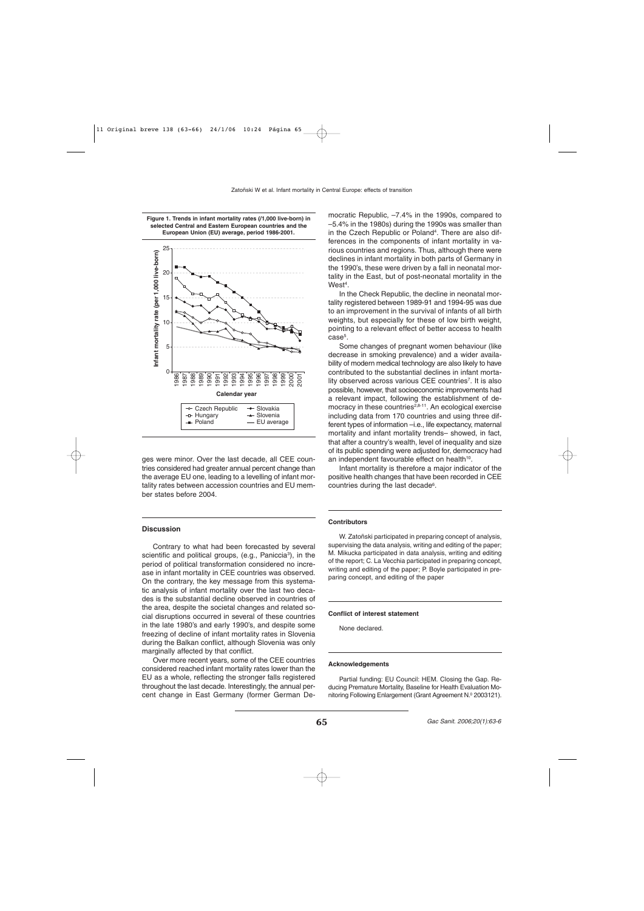**Figure 1. Trends in infant mortality rates (/1,000 live-born) in selected Central and Eastern European countries and the European Union (EU) average, period 1986-2001.**

ges were minor. Over the last decade, all CEE countries considered had greater annual percent change than the average EU one, leading to a levelling of infant mortality rates between accession countries and EU member states before 2004.

## Discussion

Contrary to what had been forecasted by several scientific and political groups, (e.g., Paniccia[3]), in the period of political transformation considered no increase in infant mortality in CEE countries was observed. On the contrary, the key message from this systematic analysis of infant mortality over the last two decades is the substantial decline observed in countries of the area, despite the societal changes and related social disruptions occurred in several of these countries in the late 1980's and early 1990's, and despite some freezing of decline of infant mortality rates in Slovenia during the Balkan conflict, although Slovenia was only marginally affected by that conflict.

Over more recent years, some of the CEE countries considered reached infant mortality rates lower than the EU as a whole, reflecting the stronger falls registered throughout the last decade. Interestingly, the annual percent change in East Germany (former German Democratic Republic, –7.4% in the 1990s, compared to –5.4% in the 1980s) during the 1990s was smaller than in the Czech Republic or Poland[4]. There are also differences in the components of infant mortality in various countries and regions. Thus, although there were declines in infant mortality in both parts of Germany in the 1990's, these were driven by a fall in neonatal mortality in the East, but of post-neonatal mortality in the West[4].

In the Check Republic, the decline in neonatal mortality registered between 1989-91 and 1994-95 was due to an improvement in the survival of infants of all birth weights, but especially for these of low birth weight, pointing to a relevant effect of better access to health case[5].

Some changes of pregnant women behaviour (like decrease in smoking prevalence) and a wider availability of modern medical technology are also likely to have contributed to the substantial declines in infant mortality observed across various CEE countries[7]. It is also possible, however, that socioeconomic improvements had a relevant impact, following the establishment of democracy in these countries[2,8-11]. An ecological exercise including data from 170 countries and using three different types of information –i.e., life expectancy, maternal mortality and infant mortality trends– showed, in fact, that after a country's wealth, level of inequality and size of its public spending were adjusted for, democracy had an independent favourable effect on health[10].

Infant mortality is therefore a major indicator of the positive health changes that have been recorded in CEE countries during the last decade[6].

#### Contributors

W. Zatoński participated in preparing concept of analysis, supervising the data analysis, writing and editing of the paper; M. Mikucka participated in data analysis, writing and editing of the report; C. La Vecchia participated in preparing concept, writing and editing of the paper; P. Boyle participated in preparing concept, and editing of the paper

#### Conflict of interest statement

None declared.

#### Acknowledgements

Partial funding: EU Council: HEM. Closing the Gap. Reducing Premature Mortality, Baseline for Health Evaluation Monitoring Following Enlargement (Grant Agreement N.º 2003121).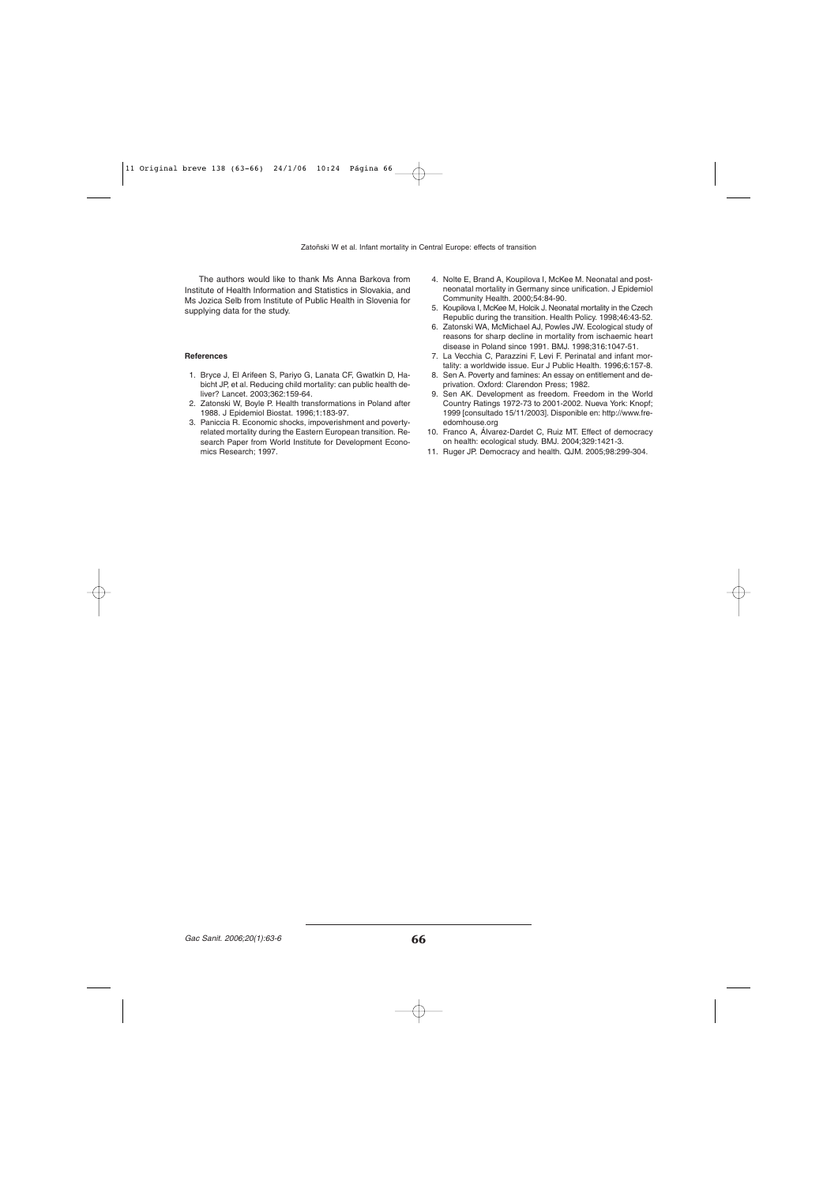The authors would like to thank Ms Anna Barkova from Institute of Health Information and Statistics in Slovakia, and Ms Jozica Selb from Institute of Public Health in Slovenia for supplying data for the study.

**References**

1. Bryce J, El Arifeen S, Pariyo G, Lanata CF, Gwatkin D, Habicht JP, et al. Reducing child mortality: can public health deliver? Lancet. 2003;362:159-64.
2. Zatonski W, Boyle P. Health transformations in Poland after 1988. J Epidemiol Biostat. 1996;1:183-97.
3. Paniccia R. Economic shocks, impoverishment and poverty-related mortality during the Eastern European transition. Research Paper from World Institute for Development Economics Research; 1997.
4. Nolte E, Brand A, Koupilova I, McKee M. Neonatal and postneonatal mortality in Germany since unification. J Epidemiol Community Health. 2000;54:84-90.
5. Koupilova I, McKee M, Holcik J. Neonatal mortality in the Czech Republic during the transition. Health Policy. 1998;46:43-52.
6. Zatonski WA, McMichael AJ, Powles JW. Ecological study of reasons for sharp decline in mortality from ischaemic heart disease in Poland since 1991. BMJ. 1998;316:1047-51.
7. La Vecchia C, Parazzini F, Levi F. Perinatal and infant mortality: a worldwide issue. Eur J Public Health. 1996;6:157-8.
8. Sen A. Poverty and famines: An essay on entitlement and deprivation. Oxford: Clarendon Press; 1982.
9. Sen AK. Development as freedom. Freedom in the World Country Ratings 1972-73 to 2001-2002. Nueva York: Knopf; 1999 [consultado 15/11/2003]. Disponible en: http://www.freedomhouse.org
10. Franco A, Álvarez-Dardet C, Ruiz MT. Effect of democracy on health: ecological study. BMJ. 2004;329:1421-3.
11. Ruger JP. Democracy and health. QJM. 2005;98:299-304.